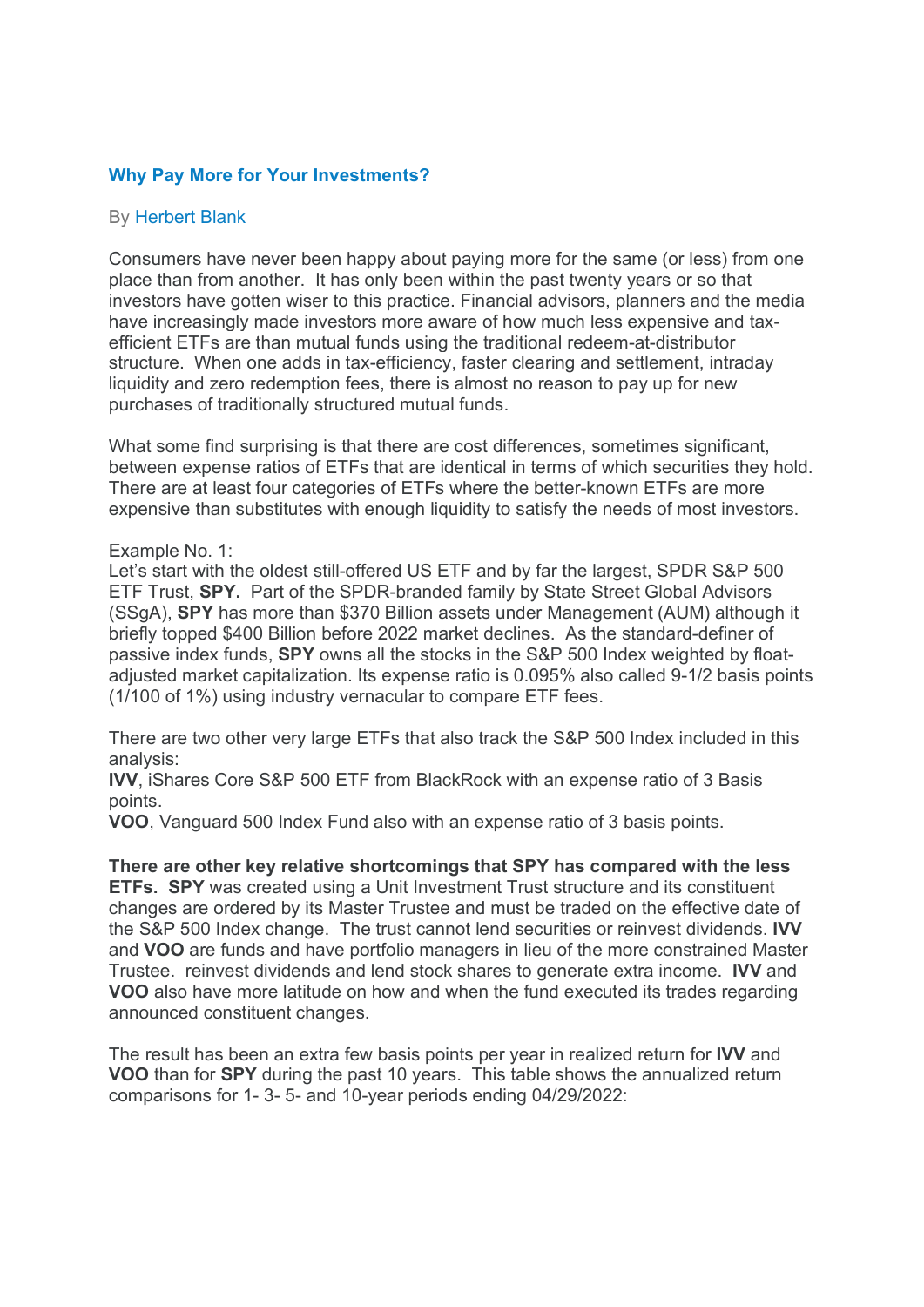## Why Pay More for Your Investments?

By Herbert Blank

Consumers have never been happy about paying more for the same (or less) from one place than from another. It has only been within the past twenty years or so that investors have gotten wiser to this practice. Financial advisors, planners and the media have increasingly made investors more aware of how much less expensive and tax-efficient ETFs are than mutual funds using the traditional redeem-at-distributor structure. When one adds in tax-efficiency, faster clearing and settlement, intraday liquidity and zero redemption fees, there is almost no reason to pay up for new purchases of traditionally structured mutual funds.

What some find surprising is that there are cost differences, sometimes significant, between expense ratios of ETFs that are identical in terms of which securities they hold. There are at least four categories of ETFs where the better-known ETFs are more expensive than substitutes with enough liquidity to satisfy the needs of most investors.

Example No. 1:
Let's start with the oldest still-offered US ETF and by far the largest, SPDR S&P 500 ETF Trust, **SPY.** Part of the SPDR-branded family by State Street Global Advisors (SSgA), **SPY** has more than $370 Billion assets under Management (AUM) although it briefly topped $400 Billion before 2022 market declines. As the standard-definer of passive index funds, **SPY** owns all the stocks in the S&P 500 Index weighted by float-adjusted market capitalization. Its expense ratio is 0.095% also called 9-1/2 basis points (1/100 of 1%) using industry vernacular to compare ETF fees.

There are two other very large ETFs that also track the S&P 500 Index included in this analysis:
**IVV**, iShares Core S&P 500 ETF from BlackRock with an expense ratio of 3 Basis points.
**VOO**, Vanguard 500 Index Fund also with an expense ratio of 3 basis points.

**There are other key relative shortcomings that SPY has compared with the less ETFs. SPY** was created using a Unit Investment Trust structure and its constituent changes are ordered by its Master Trustee and must be traded on the effective date of the S&P 500 Index change. The trust cannot lend securities or reinvest dividends. **IVV** and **VOO** are funds and have portfolio managers in lieu of the more constrained Master Trustee. reinvest dividends and lend stock shares to generate extra income. **IVV** and **VOO** also have more latitude on how and when the fund executed its trades regarding announced constituent changes.

The result has been an extra few basis points per year in realized return for **IVV** and **VOO** than for **SPY** during the past 10 years. This table shows the annualized return comparisons for 1- 3- 5- and 10-year periods ending 04/29/2022: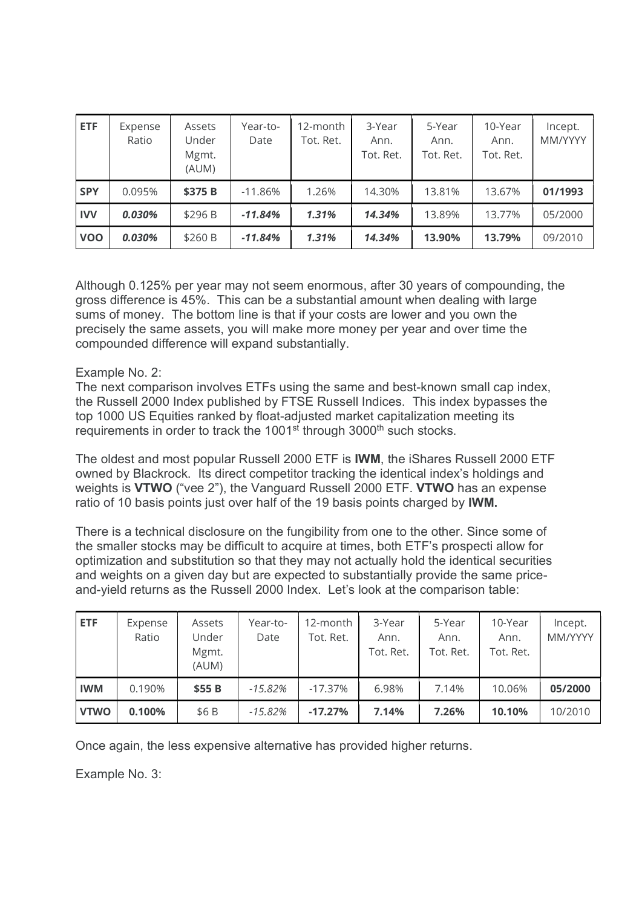| ETF | Expense Ratio | Assets Under Mgmt. (AUM) | Year-to-Date | 12-month Tot. Ret. | 3-Year Ann. Tot. Ret. | 5-Year Ann. Tot. Ret. | 10-Year Ann. Tot. Ret. | Incept. MM/YYYY |
|---|---|---|---|---|---|---|---|---|
| **SPY** | 0.095% | **$375 B** | -11.86% | 1.26% | 14.30% | 13.81% | 13.67% | **01/1993** |
| **IVV** | ***0.030%*** | $296 B | ***-11.84%*** | ***1.31%*** | ***14.34%*** | 13.89% | 13.77% | 05/2000 |
| **VOO** | ***0.030%*** | $260 B | ***-11.84%*** | ***1.31%*** | ***14.34%*** | **13.90%** | **13.79%** | 09/2010 |

Although 0.125% per year may not seem enormous, after 30 years of compounding, the gross difference is 45%. This can be a substantial amount when dealing with large sums of money. The bottom line is that if your costs are lower and you own the precisely the same assets, you will make more money per year and over time the compounded difference will expand substantially.

Example No. 2:
The next comparison involves ETFs using the same and best-known small cap index, the Russell 2000 Index published by FTSE Russell Indices. This index bypasses the top 1000 US Equities ranked by float-adjusted market capitalization meeting its requirements in order to track the 1001st through 3000th such stocks.

The oldest and most popular Russell 2000 ETF is **IWM**, the iShares Russell 2000 ETF owned by Blackrock. Its direct competitor tracking the identical index's holdings and weights is **VTWO** ("vee 2"), the Vanguard Russell 2000 ETF. **VTWO** has an expense ratio of 10 basis points just over half of the 19 basis points charged by **IWM.**

There is a technical disclosure on the fungibility from one to the other. Since some of the smaller stocks may be difficult to acquire at times, both ETF's prospecti allow for optimization and substitution so that they may not actually hold the identical securities and weights on a given day but are expected to substantially provide the same price-and-yield returns as the Russell 2000 Index. Let's look at the comparison table:

| ETF | Expense Ratio | Assets Under Mgmt. (AUM) | Year-to-Date | 12-month Tot. Ret. | 3-Year Ann. Tot. Ret. | 5-Year Ann. Tot. Ret. | 10-Year Ann. Tot. Ret. | Incept. MM/YYYY |
|---|---|---|---|---|---|---|---|---|
| **IWM** | 0.190% | **$55 B** | *-15.82%* | -17.37% | 6.98% | 7.14% | 10.06% | **05/2000** |
| **VTWO** | **0.100%** | $6 B | *-15.82%* | **-17.27%** | **7.14%** | **7.26%** | **10.10%** | 10/2010 |

Once again, the less expensive alternative has provided higher returns.

Example No. 3: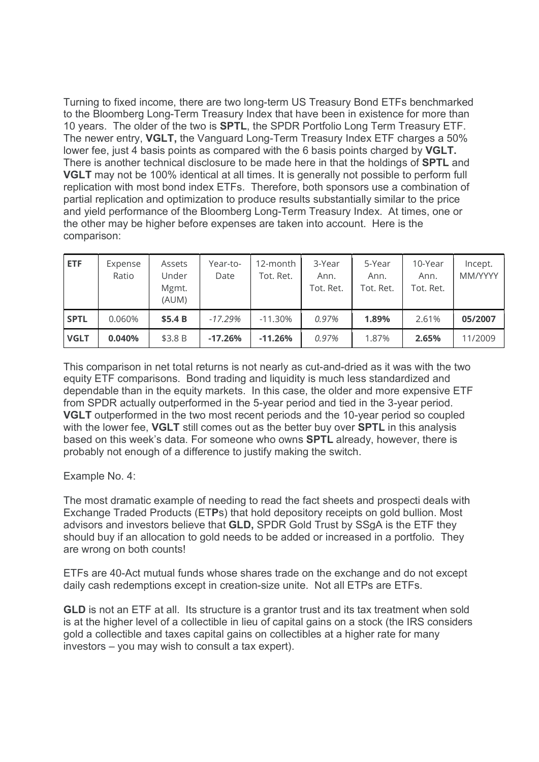Turning to fixed income, there are two long-term US Treasury Bond ETFs benchmarked to the Bloomberg Long-Term Treasury Index that have been in existence for more than 10 years. The older of the two is **SPTL**, the SPDR Portfolio Long Term Treasury ETF. The newer entry, **VGLT,** the Vanguard Long-Term Treasury Index ETF charges a 50% lower fee, just 4 basis points as compared with the 6 basis points charged by **VGLT.** There is another technical disclosure to be made here in that the holdings of **SPTL** and **VGLT** may not be 100% identical at all times. It is generally not possible to perform full replication with most bond index ETFs. Therefore, both sponsors use a combination of partial replication and optimization to produce results substantially similar to the price and yield performance of the Bloomberg Long-Term Treasury Index. At times, one or the other may be higher before expenses are taken into account. Here is the comparison:

| ETF | Expense Ratio | Assets Under Mgmt. (AUM) | Year-to-Date | 12-month Tot. Ret. | 3-Year Ann. Tot. Ret. | 5-Year Ann. Tot. Ret. | 10-Year Ann. Tot. Ret. | Incept. MM/YYYY |
|---|---|---|---|---|---|---|---|---|
| **SPTL** | 0.060% | **$5.4 B** | *-17.29%* | -11.30% | *0.97%* | **1.89%** | 2.61% | **05/2007** |
| **VGLT** | **0.040%** | $3.8 B | **-17.26%** | **-11.26%** | *0.97%* | 1.87% | **2.65%** | 11/2009 |

This comparison in net total returns is not nearly as cut-and-dried as it was with the two equity ETF comparisons. Bond trading and liquidity is much less standardized and dependable than in the equity markets. In this case, the older and more expensive ETF from SPDR actually outperformed in the 5-year period and tied in the 3-year period. **VGLT** outperformed in the two most recent periods and the 10-year period so coupled with the lower fee, **VGLT** still comes out as the better buy over **SPTL** in this analysis based on this week's data. For someone who owns **SPTL** already, however, there is probably not enough of a difference to justify making the switch.

Example No. 4:

The most dramatic example of needing to read the fact sheets and prospecti deals with Exchange Traded Products (ET**P**s) that hold depository receipts on gold bullion. Most advisors and investors believe that **GLD,** SPDR Gold Trust by SSgA is the ETF they should buy if an allocation to gold needs to be added or increased in a portfolio. They are wrong on both counts!

ETFs are 40-Act mutual funds whose shares trade on the exchange and do not except daily cash redemptions except in creation-size unite. Not all ETPs are ETFs.

**GLD** is not an ETF at all. Its structure is a grantor trust and its tax treatment when sold is at the higher level of a collectible in lieu of capital gains on a stock (the IRS considers gold a collectible and taxes capital gains on collectibles at a higher rate for many investors – you may wish to consult a tax expert).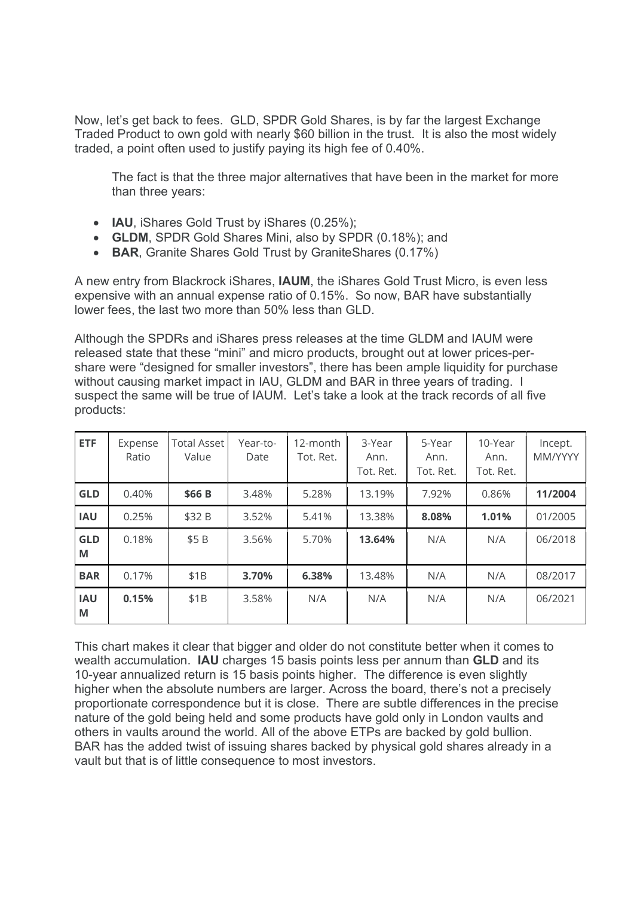Now, let's get back to fees. GLD, SPDR Gold Shares, is by far the largest Exchange Traded Product to own gold with nearly $60 billion in the trust. It is also the most widely traded, a point often used to justify paying its high fee of 0.40%.

> The fact is that the three major alternatives that have been in the market for more than three years:

- **IAU**, iShares Gold Trust by iShares (0.25%);
- **GLDM**, SPDR Gold Shares Mini, also by SPDR (0.18%); and
- **BAR**, Granite Shares Gold Trust by GraniteShares (0.17%)

A new entry from Blackrock iShares, **IAUM**, the iShares Gold Trust Micro, is even less expensive with an annual expense ratio of 0.15%. So now, BAR have substantially lower fees, the last two more than 50% less than GLD.

Although the SPDRs and iShares press releases at the time GLDM and IAUM were released state that these "mini" and micro products, brought out at lower prices-per-share were "designed for smaller investors", there has been ample liquidity for purchase without causing market impact in IAU, GLDM and BAR in three years of trading. I suspect the same will be true of IAUM. Let's take a look at the track records of all five products:

| ETF | Expense Ratio | Total Asset Value | Year-to-Date | 12-month Tot. Ret. | 3-Year Ann. Tot. Ret. | 5-Year Ann. Tot. Ret. | 10-Year Ann. Tot. Ret. | Incept. MM/YYYY |
|---|---|---|---|---|---|---|---|---|
| **GLD** | 0.40% | **$66 B** | 3.48% | 5.28% | 13.19% | 7.92% | 0.86% | **11/2004** |
| **IAU** | 0.25% | $32 B | 3.52% | 5.41% | 13.38% | **8.08%** | **1.01%** | 01/2005 |
| **GLDM** | 0.18% | $5 B | 3.56% | 5.70% | **13.64%** | N/A | N/A | 06/2018 |
| **BAR** | 0.17% | $1B | **3.70%** | **6.38%** | 13.48% | N/A | N/A | 08/2017 |
| **IAUM** | **0.15%** | $1B | 3.58% | N/A | N/A | N/A | N/A | 06/2021 |

This chart makes it clear that bigger and older do not constitute better when it comes to wealth accumulation. **IAU** charges 15 basis points less per annum than **GLD** and its 10-year annualized return is 15 basis points higher. The difference is even slightly higher when the absolute numbers are larger. Across the board, there's not a precisely proportionate correspondence but it is close. There are subtle differences in the precise nature of the gold being held and some products have gold only in London vaults and others in vaults around the world. All of the above ETPs are backed by gold bullion. BAR has the added twist of issuing shares backed by physical gold shares already in a vault but that is of little consequence to most investors.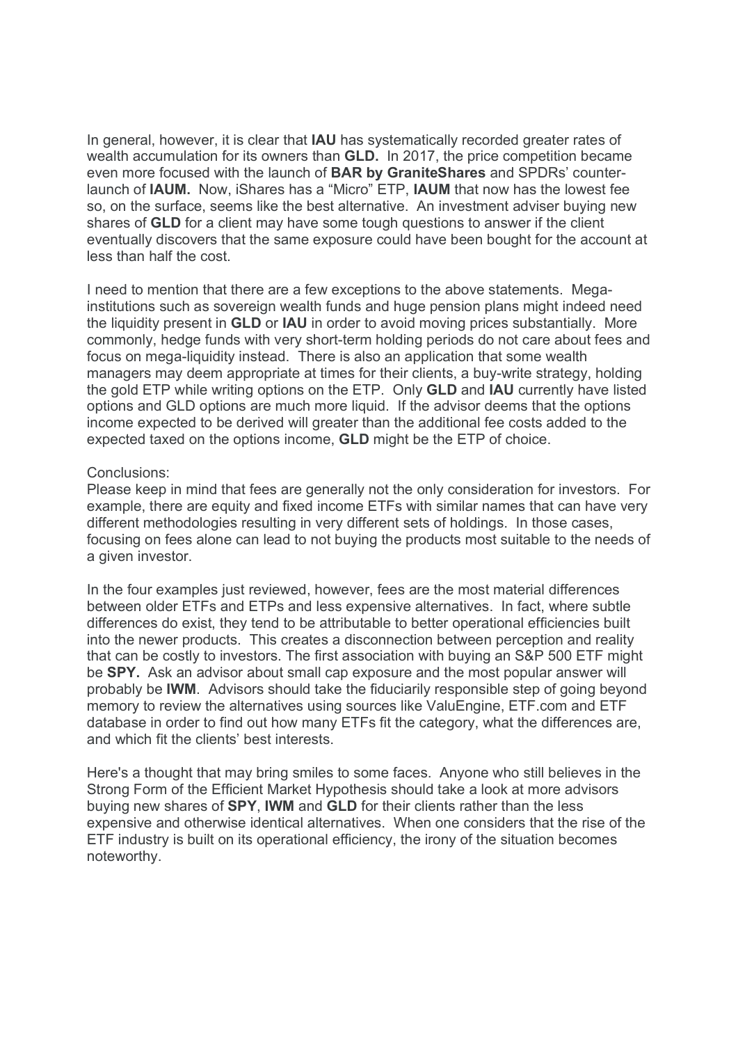In general, however, it is clear that **IAU** has systematically recorded greater rates of wealth accumulation for its owners than **GLD.** In 2017, the price competition became even more focused with the launch of **BAR by GraniteShares** and SPDRs' counter-launch of **IAUM.** Now, iShares has a "Micro" ETP, **IAUM** that now has the lowest fee so, on the surface, seems like the best alternative. An investment adviser buying new shares of **GLD** for a client may have some tough questions to answer if the client eventually discovers that the same exposure could have been bought for the account at less than half the cost.

I need to mention that there are a few exceptions to the above statements. Mega-institutions such as sovereign wealth funds and huge pension plans might indeed need the liquidity present in **GLD** or **IAU** in order to avoid moving prices substantially. More commonly, hedge funds with very short-term holding periods do not care about fees and focus on mega-liquidity instead. There is also an application that some wealth managers may deem appropriate at times for their clients, a buy-write strategy, holding the gold ETP while writing options on the ETP. Only **GLD** and **IAU** currently have listed options and GLD options are much more liquid. If the advisor deems that the options income expected to be derived will greater than the additional fee costs added to the expected taxed on the options income, **GLD** might be the ETP of choice.

Conclusions:
Please keep in mind that fees are generally not the only consideration for investors. For example, there are equity and fixed income ETFs with similar names that can have very different methodologies resulting in very different sets of holdings. In those cases, focusing on fees alone can lead to not buying the products most suitable to the needs of a given investor.

In the four examples just reviewed, however, fees are the most material differences between older ETFs and ETPs and less expensive alternatives. In fact, where subtle differences do exist, they tend to be attributable to better operational efficiencies built into the newer products. This creates a disconnection between perception and reality that can be costly to investors. The first association with buying an S&P 500 ETF might be **SPY.** Ask an advisor about small cap exposure and the most popular answer will probably be **IWM**. Advisors should take the fiduciarily responsible step of going beyond memory to review the alternatives using sources like ValuEngine, ETF.com and ETF database in order to find out how many ETFs fit the category, what the differences are, and which fit the clients' best interests.

Here's a thought that may bring smiles to some faces. Anyone who still believes in the Strong Form of the Efficient Market Hypothesis should take a look at more advisors buying new shares of **SPY**, **IWM** and **GLD** for their clients rather than the less expensive and otherwise identical alternatives. When one considers that the rise of the ETF industry is built on its operational efficiency, the irony of the situation becomes noteworthy.